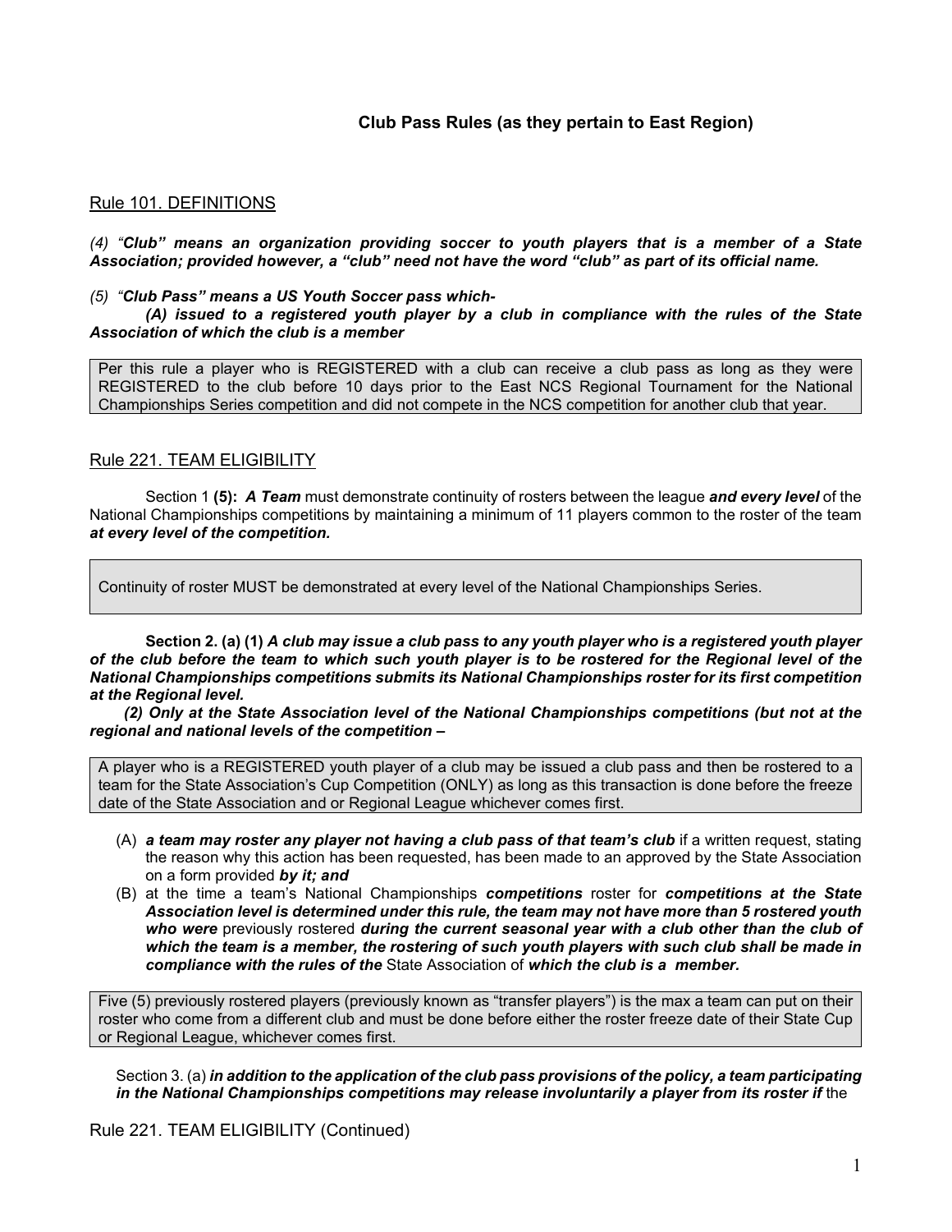## Club Pass Rules (as they pertain to East Region)

### Rule 101. DEFINITIONS

*(4) "**Club" means an organization providing soccer to youth players that is a member of a State Association; provided however, a "club" need not have the word "club" as part of its official name.***

*(5) "**Club Pass" means a US Youth Soccer pass which-***

***(A) issued to a registered youth player by a club in compliance with the rules of the State Association of which the club is a member***

> Per this rule a player who is REGISTERED with a club can receive a club pass as long as they were REGISTERED to the club before 10 days prior to the East NCS Regional Tournament for the National Championships Series competition and did not compete in the NCS competition for another club that year.

### Rule 221. TEAM ELIGIBILITY

Section 1 **(5):** ***A Team*** must demonstrate continuity of rosters between the league ***and every level*** of the National Championships competitions by maintaining a minimum of 11 players common to the roster of the team ***at every level of the competition.***

> Continuity of roster MUST be demonstrated at every level of the National Championships Series.

**Section 2. (a) (1)** ***A club may issue a club pass to any youth player who is a registered youth player of the club before the team to which such youth player is to be rostered for the Regional level of the National Championships competitions submits its National Championships roster for its first competition at the Regional level.***

***(2) Only at the State Association level of the National Championships competitions (but not at the regional and national levels of the competition –***

> A player who is a REGISTERED youth player of a club may be issued a club pass and then be rostered to a team for the State Association's Cup Competition (ONLY) as long as this transaction is done before the freeze date of the State Association and or Regional League whichever comes first.

(A) ***a team may roster any player not having a club pass of that team's club*** if a written request, stating the reason why this action has been requested, has been made to an approved by the State Association on a form provided ***by it; and***

(B) at the time a team's National Championships ***competitions*** roster for ***competitions at the State Association level is determined under this rule, the team may not have more than 5 rostered youth who were*** previously rostered ***during the current seasonal year with a club other than the club of which the team is a member, the rostering of such youth players with such club shall be made in compliance with the rules of the*** State Association of ***which the club is a member.***

> Five (5) previously rostered players (previously known as "transfer players") is the max a team can put on their roster who come from a different club and must be done before either the roster freeze date of their State Cup or Regional League, whichever comes first.

Section 3. (a) ***in addition to the application of the club pass provisions of the policy, a team participating in the National Championships competitions may release involuntarily a player from its roster if*** the

Rule 221. TEAM ELIGIBILITY (Continued)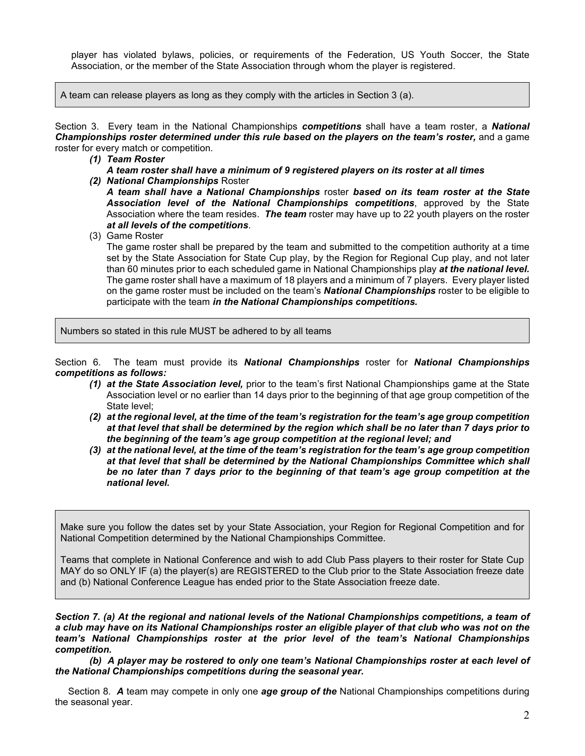player has violated bylaws, policies, or requirements of the Federation, US Youth Soccer, the State Association, or the member of the State Association through whom the player is registered.

> A team can release players as long as they comply with the articles in Section 3 (a).

Section 3. Every team in the National Championships ***competitions*** shall have a team roster, a ***National Championships roster determined under this rule based on the players on the team's roster,*** and a game roster for every match or competition.

1. ***Team Roster***
   ***A team roster shall have a minimum of 9 registered players on its roster at all times***
2. ***National Championships*** Roster
   ***A team shall have a National Championships*** roster ***based on its team roster at the State Association level of the National Championships competitions***, approved by the State Association where the team resides. ***The team*** roster may have up to 22 youth players on the roster ***at all levels of the competitions***.
3. Game Roster
   The game roster shall be prepared by the team and submitted to the competition authority at a time set by the State Association for State Cup play, by the Region for Regional Cup play, and not later than 60 minutes prior to each scheduled game in National Championships play ***at the national level.*** The game roster shall have a maximum of 18 players and a minimum of 7 players. Every player listed on the game roster must be included on the team's ***National Championships*** roster to be eligible to participate with the team ***in the National Championships competitions.***

> Numbers so stated in this rule MUST be adhered to by all teams

Section 6. The team must provide its ***National Championships*** roster for ***National Championships competitions as follows:***

1. ***at the State Association level,*** prior to the team's first National Championships game at the State Association level or no earlier than 14 days prior to the beginning of that age group competition of the State level;
2. ***at the regional level, at the time of the team's registration for the team's age group competition at that level that shall be determined by the region which shall be no later than 7 days prior to the beginning of the team's age group competition at the regional level; and***
3. ***at the national level, at the time of the team's registration for the team's age group competition at that level that shall be determined by the National Championships Committee which shall be no later than 7 days prior to the beginning of that team's age group competition at the national level.***

> Make sure you follow the dates set by your State Association, your Region for Regional Competition and for National Competition determined by the National Championships Committee.
>
> Teams that complete in National Conference and wish to add Club Pass players to their roster for State Cup MAY do so ONLY IF (a) the player(s) are REGISTERED to the Club prior to the State Association freeze date and (b) National Conference League has ended prior to the State Association freeze date.

***Section 7. (a) At the regional and national levels of the National Championships competitions, a team of a club may have on its National Championships roster an eligible player of that club who was not on the team's National Championships roster at the prior level of the team's National Championships competition.***

***(b) A player may be rostered to only one team's National Championships roster at each level of the National Championships competitions during the seasonal year.***

Section 8. ***A*** team may compete in only one ***age group of the*** National Championships competitions during the seasonal year.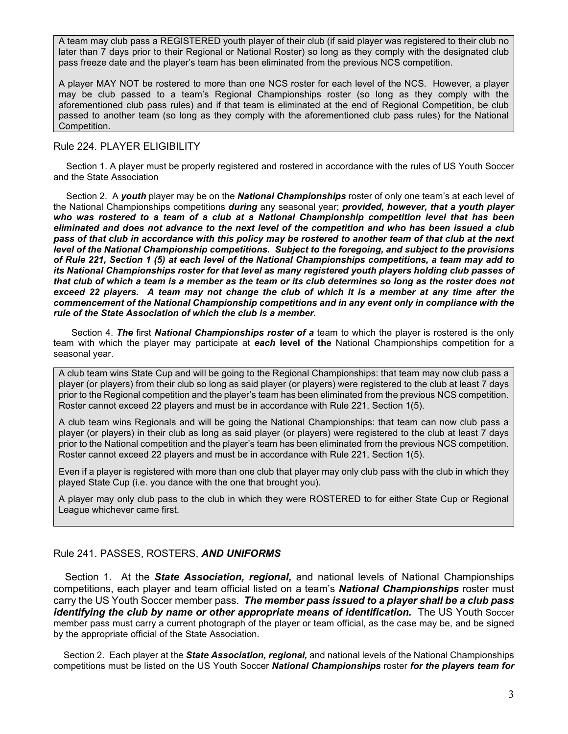A team may club pass a REGISTERED youth player of their club (if said player was registered to their club no later than 7 days prior to their Regional or National Roster) so long as they comply with the designated club pass freeze date and the player's team has been eliminated from the previous NCS competition.

A player MAY NOT be rostered to more than one NCS roster for each level of the NCS. However, a player may be club passed to a team's Regional Championships roster (so long as they comply with the aforementioned club pass rules) and if that team is eliminated at the end of Regional Competition, be club passed to another team (so long as they comply with the aforementioned club pass rules) for the National Competition.

## Rule 224. PLAYER ELIGIBILITY

Section 1. A player must be properly registered and rostered in accordance with the rules of US Youth Soccer and the State Association

Section 2. A ***youth*** player may be on the ***National Championships*** roster of only one team's at each level of the National Championships competitions ***during*** any seasonal year; ***provided, however, that a youth player who was rostered to a team of a club at a National Championship competition level that has been eliminated and does not advance to the next level of the competition and who has been issued a club pass of that club in accordance with this policy may be rostered to another team of that club at the next level of the National Championship competitions. Subject to the foregoing, and subject to the provisions of Rule 221, Section 1 (5) at each level of the National Championships competitions, a team may add to its National Championships roster for that level as many registered youth players holding club passes of that club of which a team is a member as the team or its club determines so long as the roster does not exceed 22 players. A team may not change the club of which it is a member at any time after the commencement of the National Championship competitions and in any event only in compliance with the rule of the State Association of which the club is a member.***

Section 4. ***The*** first ***National Championships roster of a*** team to which the player is rostered is the only team with which the player may participate at ***each* level of the** National Championships competition for a seasonal year.

A club team wins State Cup and will be going to the Regional Championships: that team may now club pass a player (or players) from their club so long as said player (or players) were registered to the club at least 7 days prior to the Regional competition and the player's team has been eliminated from the previous NCS competition. Roster cannot exceed 22 players and must be in accordance with Rule 221, Section 1(5).

A club team wins Regionals and will be going the National Championships: that team can now club pass a player (or players) in their club as long as said player (or players) were registered to the club at least 7 days prior to the National competition and the player's team has been eliminated from the previous NCS competition. Roster cannot exceed 22 players and must be in accordance with Rule 221, Section 1(5).

Even if a player is registered with more than one club that player may only club pass with the club in which they played State Cup (i.e. you dance with the one that brought you).

A player may only club pass to the club in which they were ROSTERED to for either State Cup or Regional League whichever came first.

## Rule 241. PASSES, ROSTERS, *AND UNIFORMS*

Section 1. At the ***State Association, regional,*** and national levels of National Championships competitions, each player and team official listed on a team's ***National Championships*** roster must carry the US Youth Soccer member pass. ***The member pass issued to a player shall be a club pass identifying the club by name or other appropriate means of identification.*** The US Youth Soccer member pass must carry a current photograph of the player or team official, as the case may be, and be signed by the appropriate official of the State Association.

Section 2. Each player at the ***State Association, regional,*** and national levels of the National Championships competitions must be listed on the US Youth Soccer ***National Championships*** roster ***for the players team for***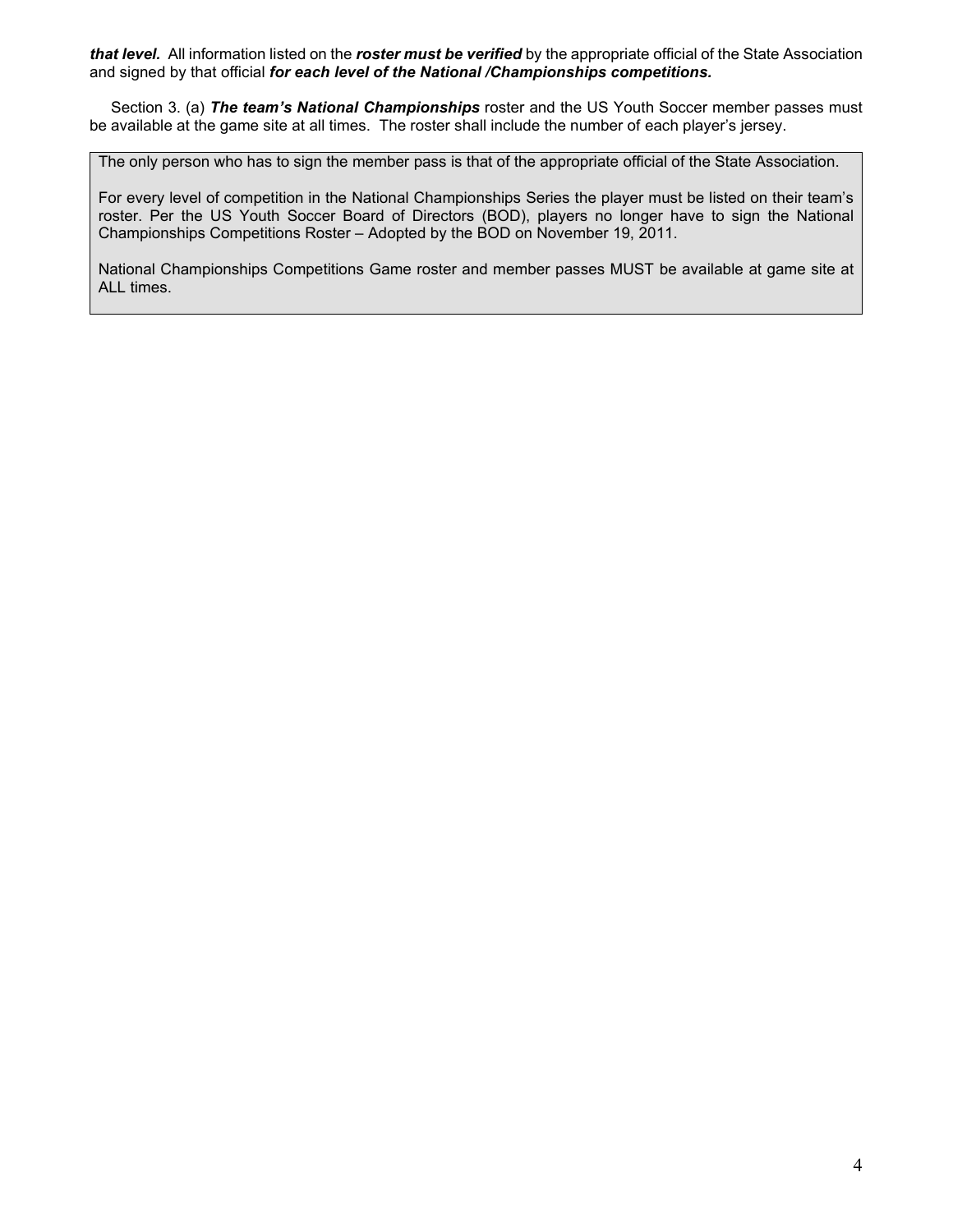***that level.*** All information listed on the ***roster must be verified*** by the appropriate official of the State Association and signed by that official ***for each level of the National /Championships competitions.***

Section 3. (a) ***The team's National Championships*** roster and the US Youth Soccer member passes must be available at the game site at all times. The roster shall include the number of each player's jersey.

> The only person who has to sign the member pass is that of the appropriate official of the State Association.
>
> For every level of competition in the National Championships Series the player must be listed on their team's roster. Per the US Youth Soccer Board of Directors (BOD), players no longer have to sign the National Championships Competitions Roster – Adopted by the BOD on November 19, 2011.
>
> National Championships Competitions Game roster and member passes MUST be available at game site at ALL times.